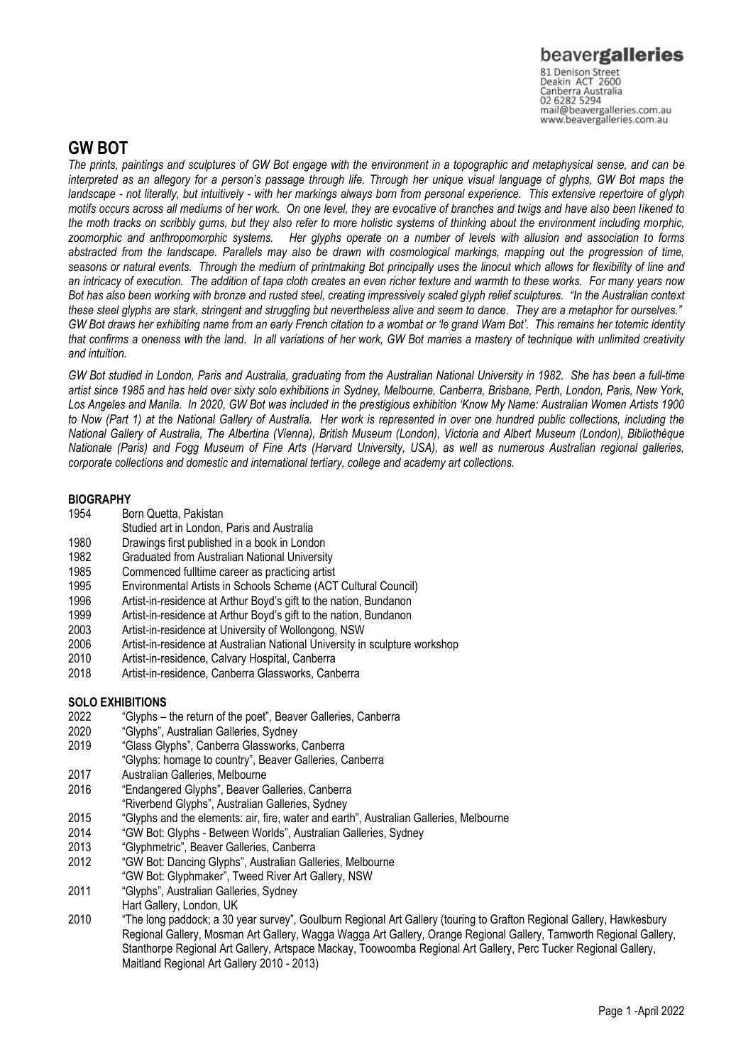beavergalleries
81 Denison Street
Deakin ACT 2600
Canberra Australia
02 6282 5294
mail@beavergalleries.com.au
www.beavergalleries.com.au

# GW BOT

*The prints, paintings and sculptures of GW Bot engage with the environment in a topographic and metaphysical sense, and can be interpreted as an allegory for a person's passage through life. Through her unique visual language of glyphs, GW Bot maps the landscape - not literally, but intuitively - with her markings always born from personal experience. This extensive repertoire of glyph motifs occurs across all mediums of her work. On one level, they are evocative of branches and twigs and have also been likened to the moth tracks on scribbly gums, but they also refer to more holistic systems of thinking about the environment including morphic, zoomorphic and anthropomorphic systems. Her glyphs operate on a number of levels with allusion and association to forms abstracted from the landscape. Parallels may also be drawn with cosmological markings, mapping out the progression of time, seasons or natural events. Through the medium of printmaking Bot principally uses the linocut which allows for flexibility of line and an intricacy of execution. The addition of tapa cloth creates an even richer texture and warmth to these works. For many years now Bot has also been working with bronze and rusted steel, creating impressively scaled glyph relief sculptures. "In the Australian context these steel glyphs are stark, stringent and struggling but nevertheless alive and seem to dance. They are a metaphor for ourselves." GW Bot draws her exhibiting name from an early French citation to a wombat or 'le grand Wam Bot'. This remains her totemic identity that confirms a oneness with the land. In all variations of her work, GW Bot marries a mastery of technique with unlimited creativity and intuition.*

*GW Bot studied in London, Paris and Australia, graduating from the Australian National University in 1982. She has been a full-time artist since 1985 and has held over sixty solo exhibitions in Sydney, Melbourne, Canberra, Brisbane, Perth, London, Paris, New York, Los Angeles and Manila. In 2020, GW Bot was included in the prestigious exhibition 'Know My Name: Australian Women Artists 1900 to Now (Part 1) at the National Gallery of Australia. Her work is represented in over one hundred public collections, including the National Gallery of Australia, The Albertina (Vienna), British Museum (London), Victoria and Albert Museum (London), Bibliothèque Nationale (Paris) and Fogg Museum of Fine Arts (Harvard University, USA), as well as numerous Australian regional galleries, corporate collections and domestic and international tertiary, college and academy art collections.*

## BIOGRAPHY

| | |
|---|---|
| 1954 | Born Quetta, Pakistan |
| | Studied art in London, Paris and Australia |
| 1980 | Drawings first published in a book in London |
| 1982 | Graduated from Australian National University |
| 1985 | Commenced fulltime career as practicing artist |
| 1995 | Environmental Artists in Schools Scheme (ACT Cultural Council) |
| 1996 | Artist-in-residence at Arthur Boyd's gift to the nation, Bundanon |
| 1999 | Artist-in-residence at Arthur Boyd's gift to the nation, Bundanon |
| 2003 | Artist-in-residence at University of Wollongong, NSW |
| 2006 | Artist-in-residence at Australian National University in sculpture workshop |
| 2010 | Artist-in-residence, Calvary Hospital, Canberra |
| 2018 | Artist-in-residence, Canberra Glassworks, Canberra |

## SOLO EXHIBITIONS

| | |
|---|---|
| 2022 | "Glyphs – the return of the poet", Beaver Galleries, Canberra |
| 2020 | "Glyphs", Australian Galleries, Sydney |
| 2019 | "Glass Glyphs", Canberra Glassworks, Canberra |
| | "Glyphs: homage to country", Beaver Galleries, Canberra |
| 2017 | Australian Galleries, Melbourne |
| 2016 | "Endangered Glyphs", Beaver Galleries, Canberra |
| | "Riverbend Glyphs", Australian Galleries, Sydney |
| 2015 | "Glyphs and the elements: air, fire, water and earth", Australian Galleries, Melbourne |
| 2014 | "GW Bot: Glyphs - Between Worlds", Australian Galleries, Sydney |
| 2013 | "Glyphmetric", Beaver Galleries, Canberra |
| 2012 | "GW Bot: Dancing Glyphs", Australian Galleries, Melbourne |
| | "GW Bot: Glyphmaker", Tweed River Art Gallery, NSW |
| 2011 | "Glyphs", Australian Galleries, Sydney |
| | Hart Gallery, London, UK |
| 2010 | "The long paddock; a 30 year survey", Goulburn Regional Art Gallery (touring to Grafton Regional Gallery, Hawkesbury Regional Gallery, Mosman Art Gallery, Wagga Wagga Art Gallery, Orange Regional Gallery, Tamworth Regional Gallery, Stanthorpe Regional Art Gallery, Artspace Mackay, Toowoomba Regional Art Gallery, Perc Tucker Regional Gallery, Maitland Regional Art Gallery 2010 - 2013) |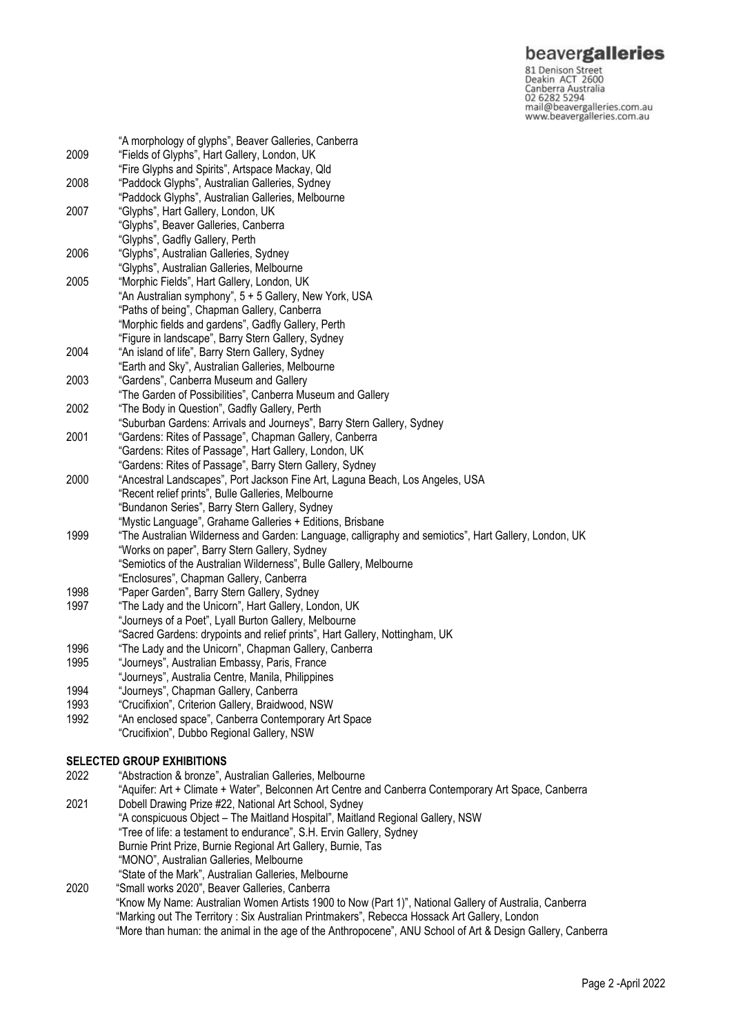| | |
|---|---|
| | "A morphology of glyphs", Beaver Galleries, Canberra |
| 2009 | "Fields of Glyphs", Hart Gallery, London, UK |
| | "Fire Glyphs and Spirits", Artspace Mackay, Qld |
| 2008 | "Paddock Glyphs", Australian Galleries, Sydney |
| | "Paddock Glyphs", Australian Galleries, Melbourne |
| 2007 | "Glyphs", Hart Gallery, London, UK |
| | "Glyphs", Beaver Galleries, Canberra |
| | "Glyphs", Gadfly Gallery, Perth |
| 2006 | "Glyphs", Australian Galleries, Sydney |
| | "Glyphs", Australian Galleries, Melbourne |
| 2005 | "Morphic Fields", Hart Gallery, London, UK |
| | "An Australian symphony", 5 + 5 Gallery, New York, USA |
| | "Paths of being", Chapman Gallery, Canberra |
| | "Morphic fields and gardens", Gadfly Gallery, Perth |
| | "Figure in landscape", Barry Stern Gallery, Sydney |
| 2004 | "An island of life", Barry Stern Gallery, Sydney |
| | "Earth and Sky", Australian Galleries, Melbourne |
| 2003 | "Gardens", Canberra Museum and Gallery |
| | "The Garden of Possibilities", Canberra Museum and Gallery |
| 2002 | "The Body in Question", Gadfly Gallery, Perth |
| | "Suburban Gardens: Arrivals and Journeys", Barry Stern Gallery, Sydney |
| 2001 | "Gardens: Rites of Passage", Chapman Gallery, Canberra |
| | "Gardens: Rites of Passage", Hart Gallery, London, UK |
| | "Gardens: Rites of Passage", Barry Stern Gallery, Sydney |
| 2000 | "Ancestral Landscapes", Port Jackson Fine Art, Laguna Beach, Los Angeles, USA |
| | "Recent relief prints", Bulle Galleries, Melbourne |
| | "Bundanon Series", Barry Stern Gallery, Sydney |
| | "Mystic Language", Grahame Galleries + Editions, Brisbane |
| 1999 | "The Australian Wilderness and Garden: Language, calligraphy and semiotics", Hart Gallery, London, UK |
| | "Works on paper", Barry Stern Gallery, Sydney |
| | "Semiotics of the Australian Wilderness", Bulle Gallery, Melbourne |
| | "Enclosures", Chapman Gallery, Canberra |
| 1998 | "Paper Garden", Barry Stern Gallery, Sydney |
| 1997 | "The Lady and the Unicorn", Hart Gallery, London, UK |
| | "Journeys of a Poet", Lyall Burton Gallery, Melbourne |
| | "Sacred Gardens: drypoints and relief prints", Hart Gallery, Nottingham, UK |
| 1996 | "The Lady and the Unicorn", Chapman Gallery, Canberra |
| 1995 | "Journeys", Australian Embassy, Paris, France |
| | "Journeys", Australia Centre, Manila, Philippines |
| 1994 | "Journeys", Chapman Gallery, Canberra |
| 1993 | "Crucifixion", Criterion Gallery, Braidwood, NSW |
| 1992 | "An enclosed space", Canberra Contemporary Art Space |
| | "Crucifixion", Dubbo Regional Gallery, NSW |

**SELECTED GROUP EXHIBITIONS**

| | |
|---|---|
| 2022 | "Abstraction & bronze", Australian Galleries, Melbourne |
| | "Aquifer: Art + Climate + Water", Belconnen Art Centre and Canberra Contemporary Art Space, Canberra |
| 2021 | Dobell Drawing Prize #22, National Art School, Sydney |
| | "A conspicuous Object – The Maitland Hospital", Maitland Regional Gallery, NSW |
| | "Tree of life: a testament to endurance", S.H. Ervin Gallery, Sydney |
| | Burnie Print Prize, Burnie Regional Art Gallery, Burnie, Tas |
| | "MONO", Australian Galleries, Melbourne |
| | "State of the Mark", Australian Galleries, Melbourne |
| 2020 | "Small works 2020", Beaver Galleries, Canberra |
| | "Know My Name: Australian Women Artists 1900 to Now (Part 1)", National Gallery of Australia, Canberra |
| | "Marking out The Territory : Six Australian Printmakers", Rebecca Hossack Art Gallery, London |
| | "More than human: the animal in the age of the Anthropocene", ANU School of Art & Design Gallery, Canberra |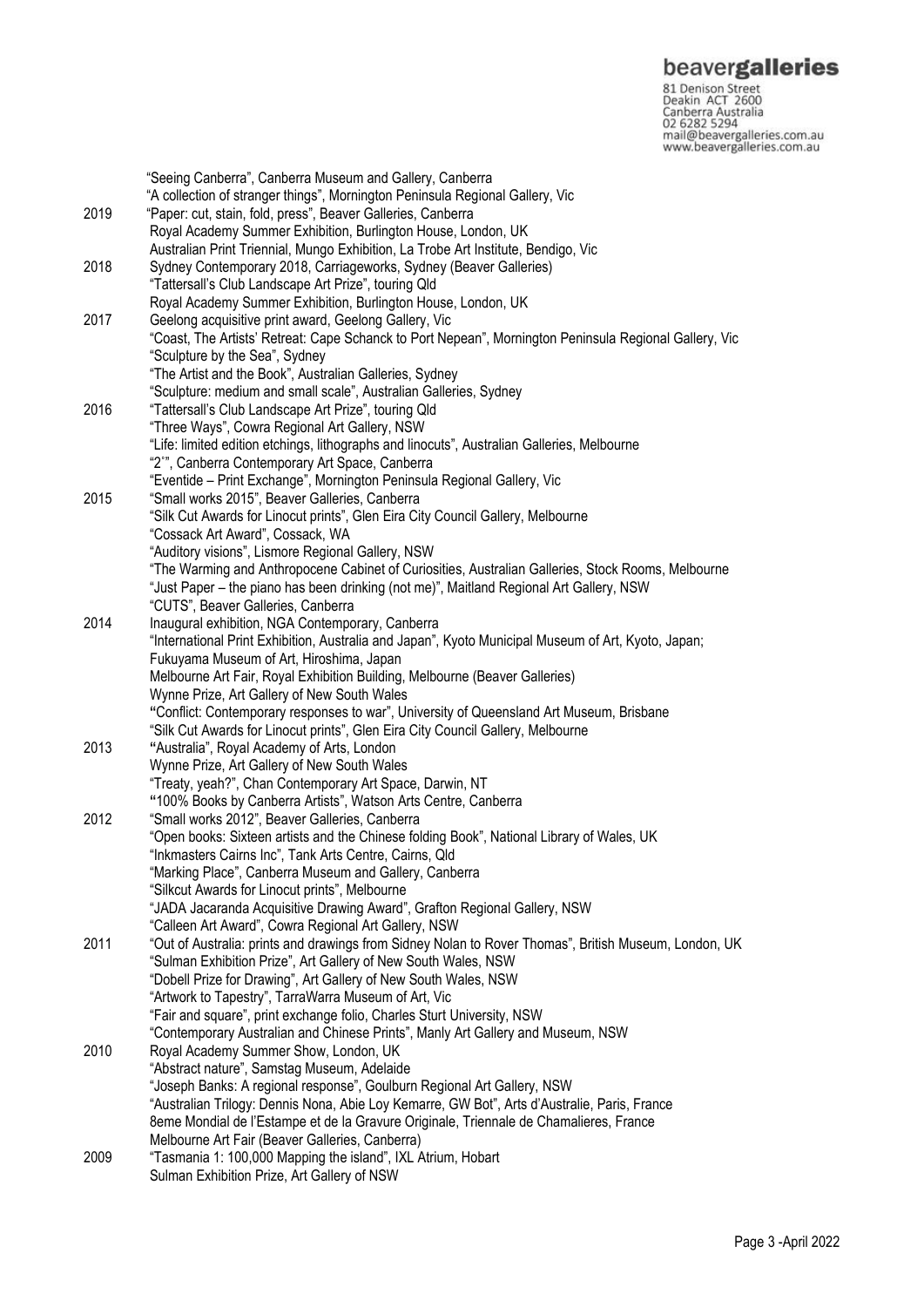"Seeing Canberra", Canberra Museum and Gallery, Canberra
"A collection of stranger things", Mornington Peninsula Regional Gallery, Vic

**2019**
"Paper: cut, stain, fold, press", Beaver Galleries, Canberra
Royal Academy Summer Exhibition, Burlington House, London, UK
Australian Print Triennial, Mungo Exhibition, La Trobe Art Institute, Bendigo, Vic

**2018**
Sydney Contemporary 2018, Carriageworks, Sydney (Beaver Galleries)
"Tattersall's Club Landscape Art Prize", touring Qld
Royal Academy Summer Exhibition, Burlington House, London, UK

**2017**
Geelong acquisitive print award, Geelong Gallery, Vic
"Coast, The Artists' Retreat: Cape Schanck to Port Nepean", Mornington Peninsula Regional Gallery, Vic
"Sculpture by the Sea", Sydney
"The Artist and the Book", Australian Galleries, Sydney
"Sculpture: medium and small scale", Australian Galleries, Sydney

**2016**
"Tattersall's Club Landscape Art Prize", touring Qld
"Three Ways", Cowra Regional Art Gallery, NSW
"Life: limited edition etchings, lithographs and linocuts", Australian Galleries, Melbourne
"2°", Canberra Contemporary Art Space, Canberra
"Eventide – Print Exchange", Mornington Peninsula Regional Gallery, Vic

**2015**
"Small works 2015", Beaver Galleries, Canberra
"Silk Cut Awards for Linocut prints", Glen Eira City Council Gallery, Melbourne
"Cossack Art Award", Cossack, WA
"Auditory visions", Lismore Regional Gallery, NSW
"The Warming and Anthropocene Cabinet of Curiosities, Australian Galleries, Stock Rooms, Melbourne
"Just Paper – the piano has been drinking (not me)", Maitland Regional Art Gallery, NSW
"CUTS", Beaver Galleries, Canberra

**2014**
Inaugural exhibition, NGA Contemporary, Canberra
"International Print Exhibition, Australia and Japan", Kyoto Municipal Museum of Art, Kyoto, Japan; Fukuyama Museum of Art, Hiroshima, Japan
Melbourne Art Fair, Royal Exhibition Building, Melbourne (Beaver Galleries)
Wynne Prize, Art Gallery of New South Wales
"Conflict: Contemporary responses to war", University of Queensland Art Museum, Brisbane
"Silk Cut Awards for Linocut prints", Glen Eira City Council Gallery, Melbourne

**2013**
"Australia", Royal Academy of Arts, London
Wynne Prize, Art Gallery of New South Wales
"Treaty, yeah?", Chan Contemporary Art Space, Darwin, NT
"100% Books by Canberra Artists", Watson Arts Centre, Canberra

**2012**
"Small works 2012", Beaver Galleries, Canberra
"Open books: Sixteen artists and the Chinese folding Book", National Library of Wales, UK
"Inkmasters Cairns Inc", Tank Arts Centre, Cairns, Qld
"Marking Place", Canberra Museum and Gallery, Canberra
"Silkcut Awards for Linocut prints", Melbourne
"JADA Jacaranda Acquisitive Drawing Award", Grafton Regional Gallery, NSW
"Calleen Art Award", Cowra Regional Art Gallery, NSW

**2011**
"Out of Australia: prints and drawings from Sidney Nolan to Rover Thomas", British Museum, London, UK
"Sulman Exhibition Prize", Art Gallery of New South Wales, NSW
"Dobell Prize for Drawing", Art Gallery of New South Wales, NSW
"Artwork to Tapestry", TarraWarra Museum of Art, Vic
"Fair and square", print exchange folio, Charles Sturt University, NSW
"Contemporary Australian and Chinese Prints", Manly Art Gallery and Museum, NSW

**2010**
Royal Academy Summer Show, London, UK
"Abstract nature", Samstag Museum, Adelaide
"Joseph Banks: A regional response", Goulburn Regional Art Gallery, NSW
"Australian Trilogy: Dennis Nona, Abie Loy Kemarre, GW Bot", Arts d'Australie, Paris, France
8eme Mondial de l'Estampe et de la Gravure Originale, Triennale de Chamalieres, France
Melbourne Art Fair (Beaver Galleries, Canberra)

**2009**
"Tasmania 1: 100,000 Mapping the island", IXL Atrium, Hobart
Sulman Exhibition Prize, Art Gallery of NSW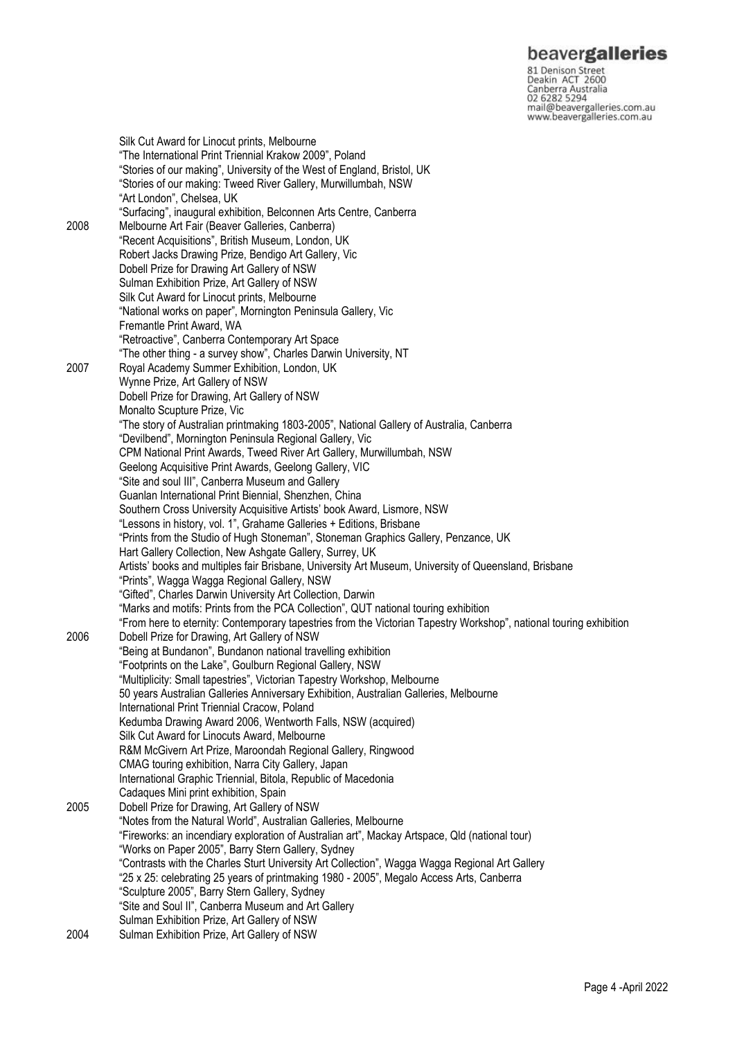Silk Cut Award for Linocut prints, Melbourne
"The International Print Triennial Krakow 2009", Poland
"Stories of our making", University of the West of England, Bristol, UK
"Stories of our making: Tweed River Gallery, Murwillumbah, NSW
"Art London", Chelsea, UK
"Surfacing", inaugural exhibition, Belconnen Arts Centre, Canberra

2008 Melbourne Art Fair (Beaver Galleries, Canberra)
"Recent Acquisitions", British Museum, London, UK
Robert Jacks Drawing Prize, Bendigo Art Gallery, Vic
Dobell Prize for Drawing Art Gallery of NSW
Sulman Exhibition Prize, Art Gallery of NSW
Silk Cut Award for Linocut prints, Melbourne
"National works on paper", Mornington Peninsula Gallery, Vic
Fremantle Print Award, WA
"Retroactive", Canberra Contemporary Art Space
"The other thing - a survey show", Charles Darwin University, NT

2007 Royal Academy Summer Exhibition, London, UK
Wynne Prize, Art Gallery of NSW
Dobell Prize for Drawing, Art Gallery of NSW
Monalto Scupture Prize, Vic
"The story of Australian printmaking 1803-2005", National Gallery of Australia, Canberra
"Devilbend", Mornington Peninsula Regional Gallery, Vic
CPM National Print Awards, Tweed River Art Gallery, Murwillumbah, NSW
Geelong Acquisitive Print Awards, Geelong Gallery, VIC
"Site and soul III", Canberra Museum and Gallery
Guanlan International Print Biennial, Shenzhen, China
Southern Cross University Acquisitive Artists' book Award, Lismore, NSW
"Lessons in history, vol. 1", Grahame Galleries + Editions, Brisbane
"Prints from the Studio of Hugh Stoneman", Stoneman Graphics Gallery, Penzance, UK
Hart Gallery Collection, New Ashgate Gallery, Surrey, UK
Artists' books and multiples fair Brisbane, University Art Museum, University of Queensland, Brisbane
"Prints", Wagga Wagga Regional Gallery, NSW
"Gifted", Charles Darwin University Art Collection, Darwin
"Marks and motifs: Prints from the PCA Collection", QUT national touring exhibition
"From here to eternity: Contemporary tapestries from the Victorian Tapestry Workshop", national touring exhibition

2006 Dobell Prize for Drawing, Art Gallery of NSW
"Being at Bundanon", Bundanon national travelling exhibition
"Footprints on the Lake", Goulburn Regional Gallery, NSW
"Multiplicity: Small tapestries", Victorian Tapestry Workshop, Melbourne
50 years Australian Galleries Anniversary Exhibition, Australian Galleries, Melbourne
International Print Triennial Cracow, Poland
Kedumba Drawing Award 2006, Wentworth Falls, NSW (acquired)
Silk Cut Award for Linocuts Award, Melbourne
R&M McGivern Art Prize, Maroondah Regional Gallery, Ringwood
CMAG touring exhibition, Narra City Gallery, Japan
International Graphic Triennial, Bitola, Republic of Macedonia
Cadaques Mini print exhibition, Spain

2005 Dobell Prize for Drawing, Art Gallery of NSW
"Notes from the Natural World", Australian Galleries, Melbourne
"Fireworks: an incendiary exploration of Australian art", Mackay Artspace, Qld (national tour)
"Works on Paper 2005", Barry Stern Gallery, Sydney
"Contrasts with the Charles Sturt University Art Collection", Wagga Wagga Regional Art Gallery
"25 x 25: celebrating 25 years of printmaking 1980 - 2005", Megalo Access Arts, Canberra
"Sculpture 2005", Barry Stern Gallery, Sydney
"Site and Soul II", Canberra Museum and Art Gallery
Sulman Exhibition Prize, Art Gallery of NSW

2004 Sulman Exhibition Prize, Art Gallery of NSW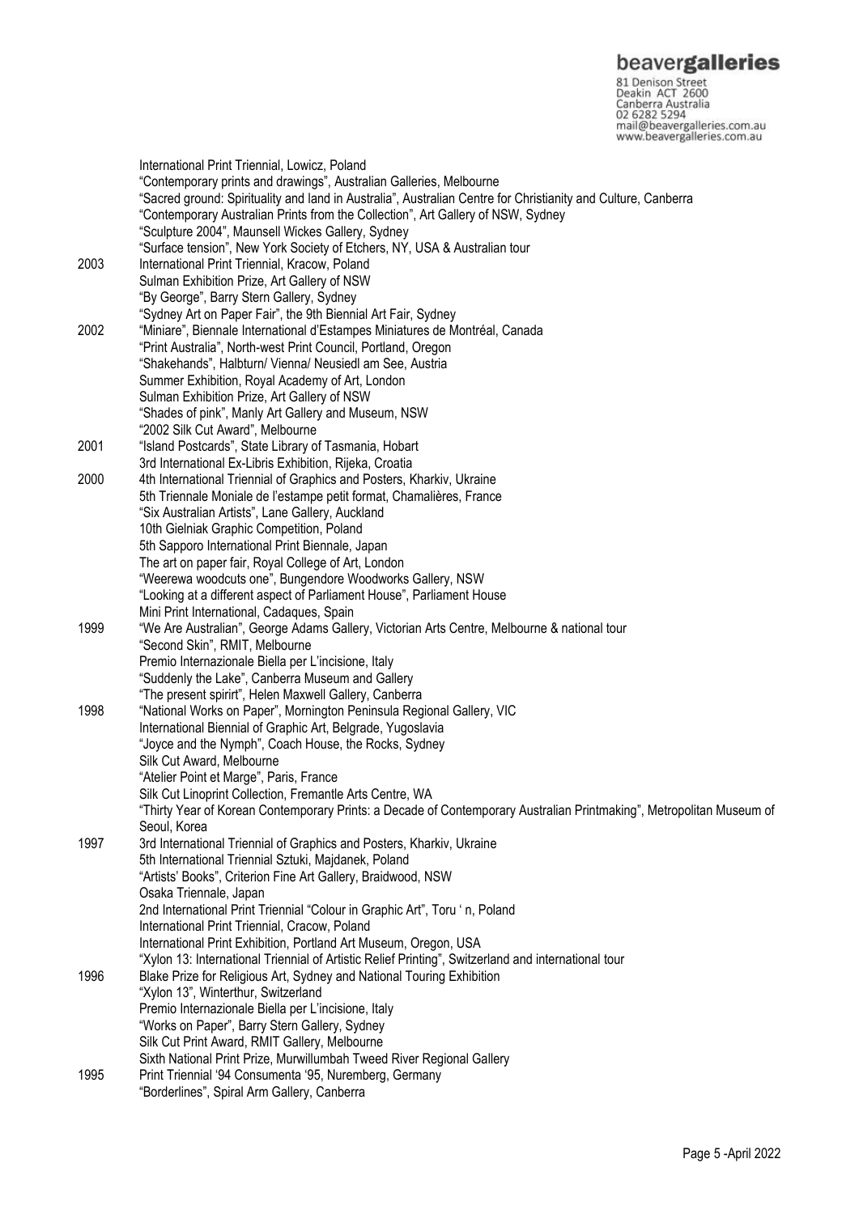International Print Triennial, Lowicz, Poland
"Contemporary prints and drawings", Australian Galleries, Melbourne
"Sacred ground: Spirituality and land in Australia", Australian Centre for Christianity and Culture, Canberra
"Contemporary Australian Prints from the Collection", Art Gallery of NSW, Sydney
"Sculpture 2004", Maunsell Wickes Gallery, Sydney
"Surface tension", New York Society of Etchers, NY, USA & Australian tour

2003 International Print Triennial, Kracow, Poland
Sulman Exhibition Prize, Art Gallery of NSW
"By George", Barry Stern Gallery, Sydney
"Sydney Art on Paper Fair", the 9th Biennial Art Fair, Sydney

2002 "Miniare", Biennale International d'Estampes Miniatures de Montréal, Canada
"Print Australia", North-west Print Council, Portland, Oregon
"Shakehands", Halbturn/ Vienna/ Neusiedl am See, Austria
Summer Exhibition, Royal Academy of Art, London
Sulman Exhibition Prize, Art Gallery of NSW
"Shades of pink", Manly Art Gallery and Museum, NSW
"2002 Silk Cut Award", Melbourne

2001 "Island Postcards", State Library of Tasmania, Hobart
3rd International Ex-Libris Exhibition, Rijeka, Croatia

2000 4th International Triennial of Graphics and Posters, Kharkiv, Ukraine
5th Triennale Moniale de l'estampe petit format, Chamalières, France
"Six Australian Artists", Lane Gallery, Auckland
10th Gielniak Graphic Competition, Poland
5th Sapporo International Print Biennale, Japan
The art on paper fair, Royal College of Art, London
"Weerewa woodcuts one", Bungendore Woodworks Gallery, NSW
"Looking at a different aspect of Parliament House", Parliament House
Mini Print International, Cadaques, Spain

1999 "We Are Australian", George Adams Gallery, Victorian Arts Centre, Melbourne & national tour
"Second Skin", RMIT, Melbourne
Premio Internazionale Biella per L'incisione, Italy
"Suddenly the Lake", Canberra Museum and Gallery
"The present spirirt", Helen Maxwell Gallery, Canberra

1998 "National Works on Paper", Mornington Peninsula Regional Gallery, VIC
International Biennial of Graphic Art, Belgrade, Yugoslavia
"Joyce and the Nymph", Coach House, the Rocks, Sydney
Silk Cut Award, Melbourne
"Atelier Point et Marge", Paris, France
Silk Cut Linoprint Collection, Fremantle Arts Centre, WA
"Thirty Year of Korean Contemporary Prints: a Decade of Contemporary Australian Printmaking", Metropolitan Museum of Seoul, Korea

1997 3rd International Triennial of Graphics and Posters, Kharkiv, Ukraine
5th International Triennial Sztuki, Majdanek, Poland
"Artists' Books", Criterion Fine Art Gallery, Braidwood, NSW
Osaka Triennale, Japan
2nd International Print Triennial "Colour in Graphic Art", Toru ' n, Poland
International Print Triennial, Cracow, Poland
International Print Exhibition, Portland Art Museum, Oregon, USA
"Xylon 13: International Triennial of Artistic Relief Printing", Switzerland and international tour

1996 Blake Prize for Religious Art, Sydney and National Touring Exhibition
"Xylon 13", Winterthur, Switzerland
Premio Internazionale Biella per L'incisione, Italy
"Works on Paper", Barry Stern Gallery, Sydney
Silk Cut Print Award, RMIT Gallery, Melbourne
Sixth National Print Prize, Murwillumbah Tweed River Regional Gallery

1995 Print Triennial '94 Consumenta '95, Nuremberg, Germany
"Borderlines", Spiral Arm Gallery, Canberra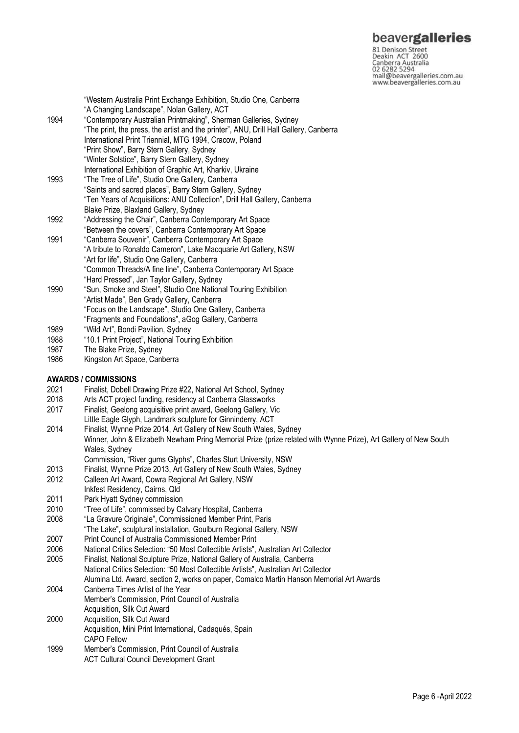"Western Australia Print Exchange Exhibition, Studio One, Canberra
"A Changing Landscape", Nolan Gallery, ACT

1994 "Contemporary Australian Printmaking", Sherman Galleries, Sydney
"The print, the press, the artist and the printer", ANU, Drill Hall Gallery, Canberra
International Print Triennial, MTG 1994, Cracow, Poland
"Print Show", Barry Stern Gallery, Sydney
"Winter Solstice", Barry Stern Gallery, Sydney
International Exhibition of Graphic Art, Kharkiv, Ukraine

1993 "The Tree of Life", Studio One Gallery, Canberra
"Saints and sacred places", Barry Stern Gallery, Sydney
"Ten Years of Acquisitions: ANU Collection", Drill Hall Gallery, Canberra
Blake Prize, Blaxland Gallery, Sydney

1992 "Addressing the Chair", Canberra Contemporary Art Space
"Between the covers", Canberra Contemporary Art Space

1991 "Canberra Souvenir", Canberra Contemporary Art Space
"A tribute to Ronaldo Cameron", Lake Macquarie Art Gallery, NSW
"Art for life", Studio One Gallery, Canberra
"Common Threads/A fine line", Canberra Contemporary Art Space
"Hard Pressed", Jan Taylor Gallery, Sydney

1990 "Sun, Smoke and Steel", Studio One National Touring Exhibition
"Artist Made", Ben Grady Gallery, Canberra
"Focus on the Landscape", Studio One Gallery, Canberra
"Fragments and Foundations", aGog Gallery, Canberra

1989 "Wild Art", Bondi Pavilion, Sydney

1988 "10.1 Print Project", National Touring Exhibition

1987 The Blake Prize, Sydney

1986 Kingston Art Space, Canberra

**AWARDS / COMMISSIONS**

2021 Finalist, Dobell Drawing Prize #22, National Art School, Sydney

2018 Arts ACT project funding, residency at Canberra Glassworks

2017 Finalist, Geelong acquisitive print award, Geelong Gallery, Vic
Little Eagle Glyph, Landmark sculpture for Ginninderry, ACT

2014 Finalist, Wynne Prize 2014, Art Gallery of New South Wales, Sydney
Winner, John & Elizabeth Newham Pring Memorial Prize (prize related with Wynne Prize), Art Gallery of New South Wales, Sydney
Commission, "River gums Glyphs", Charles Sturt University, NSW

2013 Finalist, Wynne Prize 2013, Art Gallery of New South Wales, Sydney

2012 Calleen Art Award, Cowra Regional Art Gallery, NSW
Inkfest Residency, Cairns, Qld

2011 Park Hyatt Sydney commission

2010 "Tree of Life", commissed by Calvary Hospital, Canberra

2008 "La Gravure Originale", Commissioned Member Print, Paris
"The Lake", sculptural installation, Goulburn Regional Gallery, NSW

2007 Print Council of Australia Commissioned Member Print

2006 National Critics Selection: "50 Most Collectible Artists", Australian Art Collector

2005 Finalist, National Sculpture Prize, National Gallery of Australia, Canberra
National Critics Selection: "50 Most Collectible Artists", Australian Art Collector
Alumina Ltd. Award, section 2, works on paper, Comalco Martin Hanson Memorial Art Awards

2004 Canberra Times Artist of the Year
Member's Commission, Print Council of Australia
Acquisition, Silk Cut Award

2000 Acquisition, Silk Cut Award
Acquisition, Mini Print International, Cadaqués, Spain
CAPO Fellow

1999 Member's Commission, Print Council of Australia
ACT Cultural Council Development Grant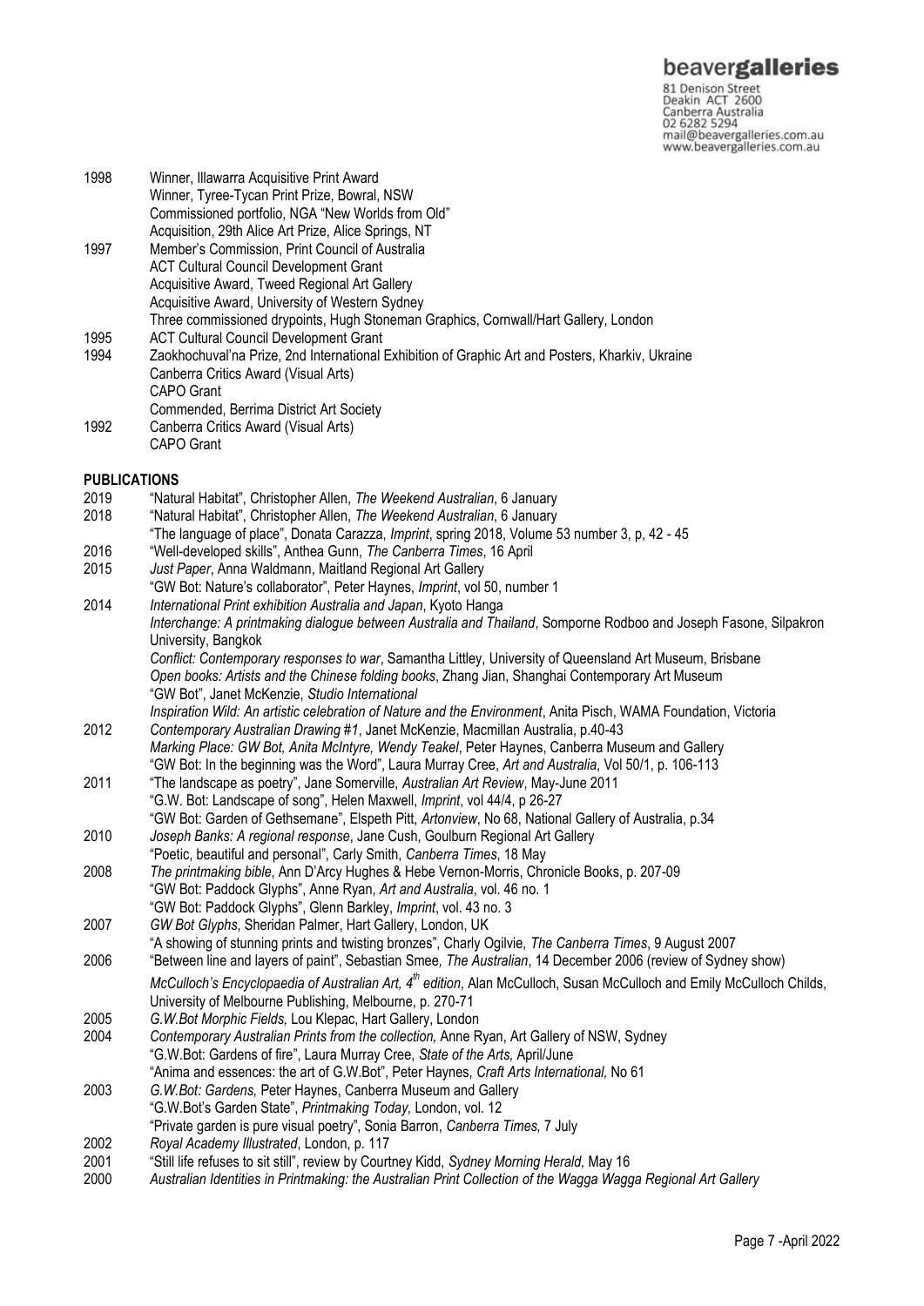1998 Winner, Illawarra Acquisitive Print Award
Winner, Tyree-Tycan Print Prize, Bowral, NSW
Commissioned portfolio, NGA "New Worlds from Old"
Acquisition, 29th Alice Art Prize, Alice Springs, NT

1997 Member's Commission, Print Council of Australia
ACT Cultural Council Development Grant
Acquisitive Award, Tweed Regional Art Gallery
Acquisitive Award, University of Western Sydney
Three commissioned drypoints, Hugh Stoneman Graphics, Cornwall/Hart Gallery, London

1995 ACT Cultural Council Development Grant

1994 Zaokhochuval'na Prize, 2nd International Exhibition of Graphic Art and Posters, Kharkiv, Ukraine
Canberra Critics Award (Visual Arts)
CAPO Grant
Commended, Berrima District Art Society

1992 Canberra Critics Award (Visual Arts)
CAPO Grant

**PUBLICATIONS**

2019 "Natural Habitat", Christopher Allen, *The Weekend Australian*, 6 January

2018 "Natural Habitat", Christopher Allen, *The Weekend Australian*, 6 January
"The language of place", Donata Carazza, *Imprint*, spring 2018, Volume 53 number 3, p, 42 - 45

2016 "Well-developed skills", Anthea Gunn, *The Canberra Times*, 16 April

2015 *Just Paper*, Anna Waldmann, Maitland Regional Art Gallery
"GW Bot: Nature's collaborator", Peter Haynes, *Imprint*, vol 50, number 1

2014 *International Print exhibition Australia and Japan*, Kyoto Hanga
*Interchange: A printmaking dialogue between Australia and Thailand*, Somporne Rodboo and Joseph Fasone, Silpakron University, Bangkok
*Conflict: Contemporary responses to war*, Samantha Littley, University of Queensland Art Museum, Brisbane
*Open books: Artists and the Chinese folding books*, Zhang Jian, Shanghai Contemporary Art Museum
"GW Bot", Janet McKenzie, *Studio International*
*Inspiration Wild: An artistic celebration of Nature and the Environment*, Anita Pisch, WAMA Foundation, Victoria

2012 *Contemporary Australian Drawing #1*, Janet McKenzie, Macmillan Australia, p.40-43
*Marking Place: GW Bot, Anita McIntyre, Wendy Teakel*, Peter Haynes, Canberra Museum and Gallery
"GW Bot: In the beginning was the Word", Laura Murray Cree, *Art and Australia*, Vol 50/1, p. 106-113

2011 "The landscape as poetry", Jane Somerville, *Australian Art Review*, May-June 2011
"G.W. Bot: Landscape of song", Helen Maxwell, *Imprint*, vol 44/4, p 26-27
"GW Bot: Garden of Gethsemane", Elspeth Pitt, *Artonview*, No 68, National Gallery of Australia, p.34

2010 *Joseph Banks: A regional response*, Jane Cush, Goulburn Regional Art Gallery
"Poetic, beautiful and personal", Carly Smith, *Canberra Times*, 18 May

2008 *The printmaking bible*, Ann D'Arcy Hughes & Hebe Vernon-Morris, Chronicle Books, p. 207-09
"GW Bot: Paddock Glyphs", Anne Ryan, *Art and Australia*, vol. 46 no. 1
"GW Bot: Paddock Glyphs", Glenn Barkley, *Imprint*, vol. 43 no. 3

2007 *GW Bot Glyphs*, Sheridan Palmer, Hart Gallery, London, UK
"A showing of stunning prints and twisting bronzes", Charly Ogilvie, *The Canberra Times*, 9 August 2007

2006 "Between line and layers of paint", Sebastian Smee, *The Australian*, 14 December 2006 (review of Sydney show)
*McCulloch's Encyclopaedia of Australian Art, 4th edition*, Alan McCulloch, Susan McCulloch and Emily McCulloch Childs, University of Melbourne Publishing, Melbourne, p. 270-71

2005 *G.W.Bot Morphic Fields,* Lou Klepac, Hart Gallery, London

2004 *Contemporary Australian Prints from the collection,* Anne Ryan, Art Gallery of NSW, Sydney
"G.W.Bot: Gardens of fire", Laura Murray Cree, *State of the Arts,* April/June
"Anima and essences: the art of G.W.Bot", Peter Haynes, *Craft Arts International,* No 61

2003 *G.W.Bot: Gardens,* Peter Haynes, Canberra Museum and Gallery
"G.W.Bot's Garden State", *Printmaking Today,* London, vol. 12
"Private garden is pure visual poetry", Sonia Barron, *Canberra Times,* 7 July

2002 *Royal Academy Illustrated*, London, p. 117

2001 "Still life refuses to sit still", review by Courtney Kidd, *Sydney Morning Herald,* May 16

2000 *Australian Identities in Printmaking: the Australian Print Collection of the Wagga Wagga Regional Art Gallery*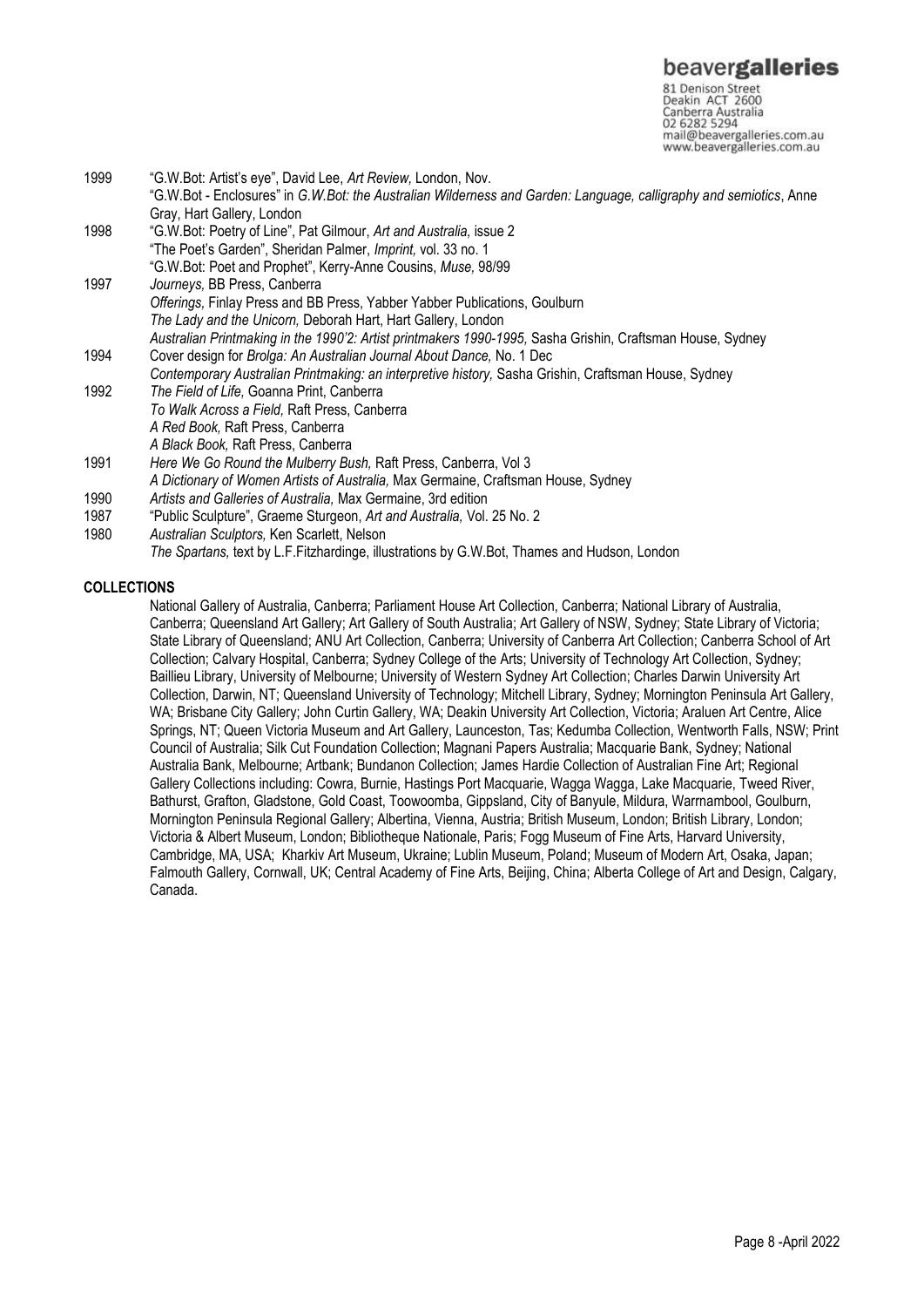1999 "G.W.Bot: Artist's eye", David Lee, *Art Review,* London, Nov.
"G.W.Bot - Enclosures" in *G.W.Bot: the Australian Wilderness and Garden: Language, calligraphy and semiotics*, Anne Gray, Hart Gallery, London

1998 "G.W.Bot: Poetry of Line", Pat Gilmour, *Art and Australia,* issue 2
"The Poet's Garden", Sheridan Palmer, *Imprint,* vol. 33 no. 1
"G.W.Bot: Poet and Prophet", Kerry-Anne Cousins, *Muse,* 98/99

1997 *Journeys,* BB Press, Canberra
*Offerings,* Finlay Press and BB Press, Yabber Yabber Publications, Goulburn
*The Lady and the Unicorn,* Deborah Hart, Hart Gallery, London
*Australian Printmaking in the 1990'2: Artist printmakers 1990-1995,* Sasha Grishin, Craftsman House, Sydney

1994 Cover design for *Brolga: An Australian Journal About Dance,* No. 1 Dec
*Contemporary Australian Printmaking: an interpretive history,* Sasha Grishin, Craftsman House, Sydney

1992 *The Field of Life,* Goanna Print, Canberra
*To Walk Across a Field,* Raft Press, Canberra
*A Red Book,* Raft Press, Canberra
*A Black Book,* Raft Press, Canberra

1991 *Here We Go Round the Mulberry Bush,* Raft Press, Canberra, Vol 3
*A Dictionary of Women Artists of Australia,* Max Germaine, Craftsman House, Sydney

1990 *Artists and Galleries of Australia,* Max Germaine, 3rd edition

1987 "Public Sculpture", Graeme Sturgeon, *Art and Australia,* Vol. 25 No. 2

1980 *Australian Sculptors,* Ken Scarlett, Nelson
*The Spartans,* text by L.F.Fitzhardinge, illustrations by G.W.Bot, Thames and Hudson, London

**COLLECTIONS**

National Gallery of Australia, Canberra; Parliament House Art Collection, Canberra; National Library of Australia, Canberra; Queensland Art Gallery; Art Gallery of South Australia; Art Gallery of NSW, Sydney; State Library of Victoria; State Library of Queensland; ANU Art Collection, Canberra; University of Canberra Art Collection; Canberra School of Art Collection; Calvary Hospital, Canberra; Sydney College of the Arts; University of Technology Art Collection, Sydney; Baillieu Library, University of Melbourne; University of Western Sydney Art Collection; Charles Darwin University Art Collection, Darwin, NT; Queensland University of Technology; Mitchell Library, Sydney; Mornington Peninsula Art Gallery, WA; Brisbane City Gallery; John Curtin Gallery, WA; Deakin University Art Collection, Victoria; Araluen Art Centre, Alice Springs, NT; Queen Victoria Museum and Art Gallery, Launceston, Tas; Kedumba Collection, Wentworth Falls, NSW; Print Council of Australia; Silk Cut Foundation Collection; Magnani Papers Australia; Macquarie Bank, Sydney; National Australia Bank, Melbourne; Artbank; Bundanon Collection; James Hardie Collection of Australian Fine Art; Regional Gallery Collections including: Cowra, Burnie, Hastings Port Macquarie, Wagga Wagga, Lake Macquarie, Tweed River, Bathurst, Grafton, Gladstone, Gold Coast, Toowoomba, Gippsland, City of Banyule, Mildura, Warrnambool, Goulburn, Mornington Peninsula Regional Gallery; Albertina, Vienna, Austria; British Museum, London; British Library, London; Victoria & Albert Museum, London; Bibliotheque Nationale, Paris; Fogg Museum of Fine Arts, Harvard University, Cambridge, MA, USA; Kharkiv Art Museum, Ukraine; Lublin Museum, Poland; Museum of Modern Art, Osaka, Japan; Falmouth Gallery, Cornwall, UK; Central Academy of Fine Arts, Beijing, China; Alberta College of Art and Design, Calgary, Canada.